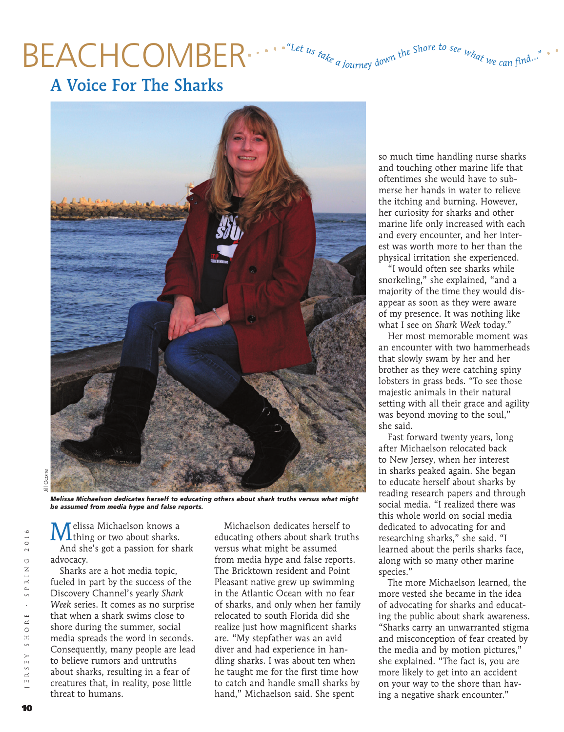# BEACHCOMBER

*"Let us take a journey down the Shore to see what we can find..."*

## A Voice For The Sharks

Jill Ocone

***Melissa Michaelson dedicates herself to educating others about shark truths versus what might be assumed from media hype and false reports.***

Melissa Michaelson knows a thing or two about sharks. And she's got a passion for shark advocacy.

Sharks are a hot media topic, fueled in part by the success of the Discovery Channel's yearly *Shark Week* series. It comes as no surprise that when a shark swims close to shore during the summer, social media spreads the word in seconds. Consequently, many people are lead to believe rumors and untruths about sharks, resulting in a fear of creatures that, in reality, pose little threat to humans.

Michaelson dedicates herself to educating others about shark truths versus what might be assumed from media hype and false reports. The Bricktown resident and Point Pleasant native grew up swimming in the Atlantic Ocean with no fear of sharks, and only when her family relocated to south Florida did she realize just how magnificent sharks are. "My stepfather was an avid diver and had experience in handling sharks. I was about ten when he taught me for the first time how to catch and handle small sharks by hand," Michaelson said. She spent so much time handling nurse sharks and touching other marine life that oftentimes she would have to submerse her hands in water to relieve the itching and burning. However, her curiosity for sharks and other marine life only increased with each and every encounter, and her interest was worth more to her than the physical irritation she experienced.

"I would often see sharks while snorkeling," she explained, "and a majority of the time they would disappear as soon as they were aware of my presence. It was nothing like what I see on *Shark Week* today."

Her most memorable moment was an encounter with two hammerheads that slowly swam by her and her brother as they were catching spiny lobsters in grass beds. "To see those majestic animals in their natural setting with all their grace and agility was beyond moving to the soul," she said.

Fast forward twenty years, long after Michaelson relocated back to New Jersey, when her interest in sharks peaked again. She began to educate herself about sharks by reading research papers and through social media. "I realized there was this whole world on social media dedicated to advocating for and researching sharks," she said. "I learned about the perils sharks face, along with so many other marine species."

The more Michaelson learned, the more vested she became in the idea of advocating for sharks and educating the public about shark awareness. "Sharks carry an unwarranted stigma and misconception of fear created by the media and by motion pictures," she explained. "The fact is, you are more likely to get into an accident on your way to the shore than having a negative shark encounter."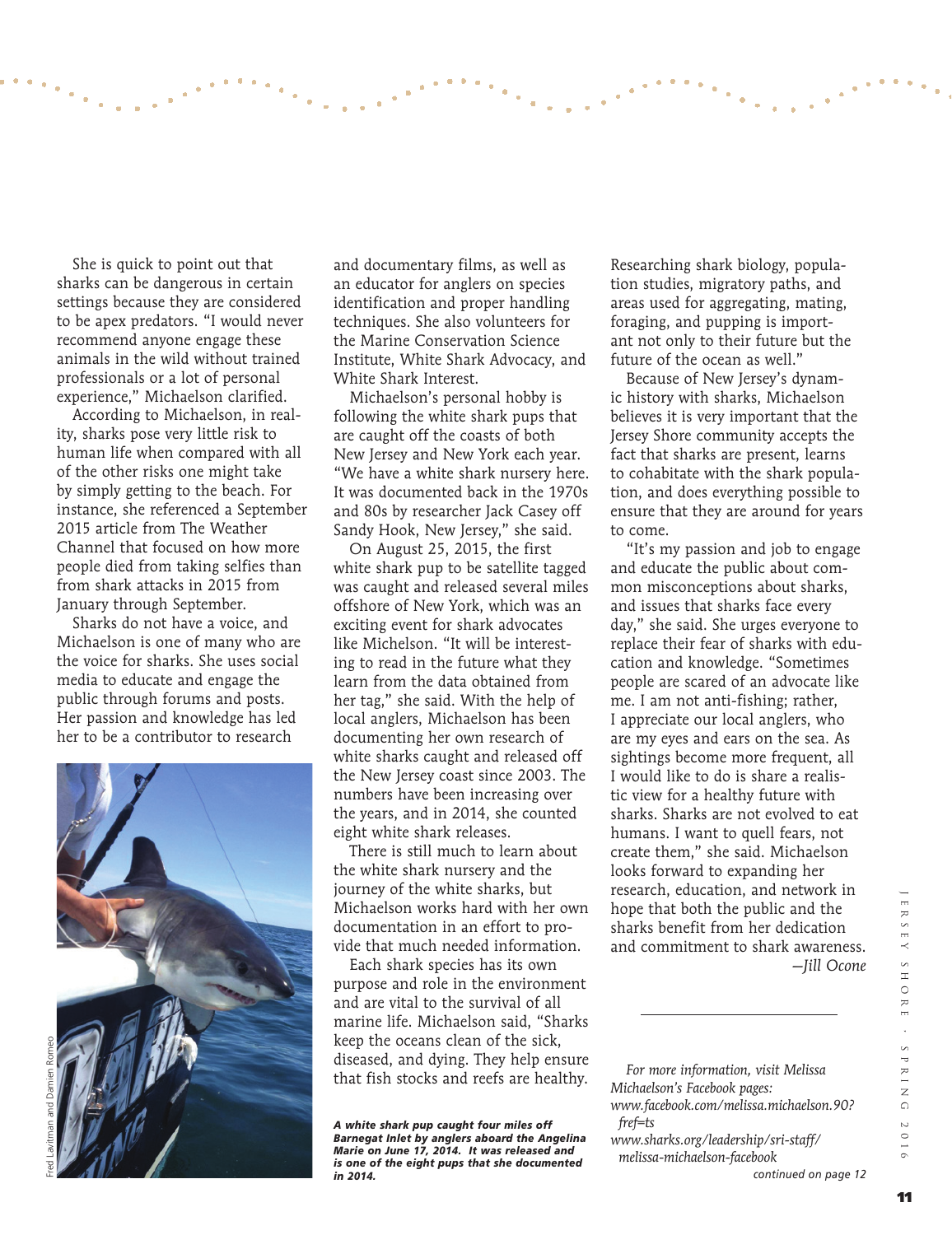She is quick to point out that sharks can be dangerous in certain settings because they are considered to be apex predators. "I would never recommend anyone engage these animals in the wild without trained professionals or a lot of personal experience," Michaelson clarified.

According to Michaelson, in reality, sharks pose very little risk to human life when compared with all of the other risks one might take by simply getting to the beach. For instance, she referenced a September 2015 article from The Weather Channel that focused on how more people died from taking selfies than from shark attacks in 2015 from January through September.

Sharks do not have a voice, and Michaelson is one of many who are the voice for sharks. She uses social media to educate and engage the public through forums and posts. Her passion and knowledge has led her to be a contributor to research and documentary films, as well as an educator for anglers on species identification and proper handling techniques. She also volunteers for the Marine Conservation Science Institute, White Shark Advocacy, and White Shark Interest.

Michaelson's personal hobby is following the white shark pups that are caught off the coasts of both New Jersey and New York each year. "We have a white shark nursery here. It was documented back in the 1970s and 80s by researcher Jack Casey off Sandy Hook, New Jersey," she said.

On August 25, 2015, the first white shark pup to be satellite tagged was caught and released several miles offshore of New York, which was an exciting event for shark advocates like Michelson. "It will be interesting to read in the future what they learn from the data obtained from her tag," she said. With the help of local anglers, Michaelson has been documenting her own research of white sharks caught and released off the New Jersey coast since 2003. The numbers have been increasing over the years, and in 2014, she counted eight white shark releases.

There is still much to learn about the white shark nursery and the journey of the white sharks, but Michaelson works hard with her own documentation in an effort to provide that much needed information.

Each shark species has its own purpose and role in the environment and are vital to the survival of all marine life. Michaelson said, "Sharks keep the oceans clean of the sick, diseased, and dying. They help ensure that fish stocks and reefs are healthy. Researching shark biology, population studies, migratory paths, and areas used for aggregating, mating, foraging, and pupping is important not only to their future but the future of the ocean as well."

Because of New Jersey's dynamic history with sharks, Michaelson believes it is very important that the Jersey Shore community accepts the fact that sharks are present, learns to cohabitate with the shark population, and does everything possible to ensure that they are around for years to come.

"It's my passion and job to engage and educate the public about common misconceptions about sharks, and issues that sharks face every day," she said. She urges everyone to replace their fear of sharks with education and knowledge. "Sometimes people are scared of an advocate like me. I am not anti-fishing; rather, I appreciate our local anglers, who are my eyes and ears on the sea. As sightings become more frequent, all I would like to do is share a realistic view for a healthy future with sharks. Sharks are not evolved to eat humans. I want to quell fears, not create them," she said. Michaelson looks forward to expanding her research, education, and network in hope that both the public and the sharks benefit from her dedication and commitment to shark awareness.

*—Jill Ocone*

Fred Lavitman and Damien Romeo

***A white shark pup caught four miles off Barnegat Inlet by anglers aboard the Angelina Marie on June 17, 2014. It was released and is one of the eight pups that she documented in 2014.***

---

*For more information, visit Melissa Michaelson's Facebook pages:*
*www.facebook.com/melissa.michaelson.90?fref=ts*
*www.sharks.org/leadership/sri-staff/melissa-michaelson-facebook*

*continued on page 12*